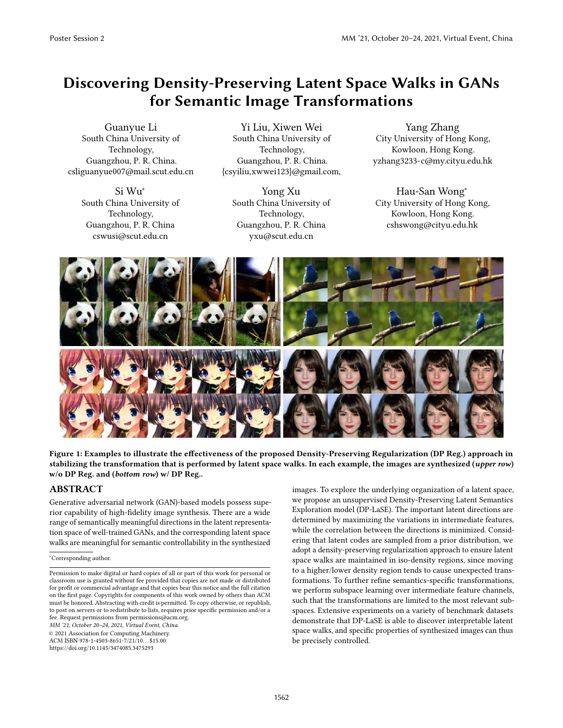# Discovering Density-Preserving Latent Space Walks in GANs for Semantic Image Transformations

Guanyue Li
South China University of Technology,
Guangzhou, P. R. China.
csliguanyue007@mail.scut.edu.cn

Yi Liu, Xiwen Wei
South China University of Technology,
Guangzhou, P. R. China.
{csyiliu,xwwei123}@gmail.com,

Yang Zhang
City University of Hong Kong,
Kowloon, Hong Kong.
yzhang3233-c@my.cityu.edu.hk

Si Wu*
South China University of Technology,
Guangzhou, P. R. China
cswusi@scut.edu.cn

Yong Xu
South China University of Technology,
Guangzhou, P. R. China
yxu@scut.edu.cn

Hau-San Wong*
City University of Hong Kong,
Kowloon, Hong Kong.
cshswong@cityu.edu.hk

**Figure 1: Examples to illustrate the effectiveness of the proposed Density-Preserving Regularization (DP Reg.) approach in stabilizing the transformation that is performed by latent space walks. In each example, the images are synthesized (*upper row*) w/o DP Reg. and (*bottom row*) w/ DP Reg..**

## ABSTRACT

Generative adversarial network (GAN)-based models possess superior capability of high-fidelity image synthesis. There are a wide range of semantically meaningful directions in the latent representation space of well-trained GANs, and the corresponding latent space walks are meaningful for semantic controllability in the synthesized images. To explore the underlying organization of a latent space, we propose an unsupervised Density-Preserving Latent Semantics Exploration model (DP-LaSE). The important latent directions are determined by maximizing the variations in intermediate features, while the correlation between the directions is minimized. Considering that latent codes are sampled from a prior distribution, we adopt a density-preserving regularization approach to ensure latent space walks are maintained in iso-density regions, since moving to a higher/lower density region tends to cause unexpected transformations. To further refine semantics-specific transformations, we perform subspace learning over intermediate feature channels, such that the transformations are limited to the most relevant subspaces. Extensive experiments on a variety of benchmark datasets demonstrate that DP-LaSE is able to discover interpretable latent space walks, and specific properties of synthesized images can thus be precisely controlled.

*Corresponding author.

Permission to make digital or hard copies of all or part of this work for personal or classroom use is granted without fee provided that copies are not made or distributed for profit or commercial advantage and that copies bear this notice and the full citation on the first page. Copyrights for components of this work owned by others than ACM must be honored. Abstracting with credit is permitted. To copy otherwise, or republish, to post on servers or to redistribute to lists, requires prior specific permission and/or a fee. Request permissions from permissions@acm.org.
*MM '21, October 20–24, 2021, Virtual Event, China.*
© 2021 Association for Computing Machinery.
ACM ISBN 978-1-4503-8651-7/21/10...$15.00
https://doi.org/10.1145/3474085.3475293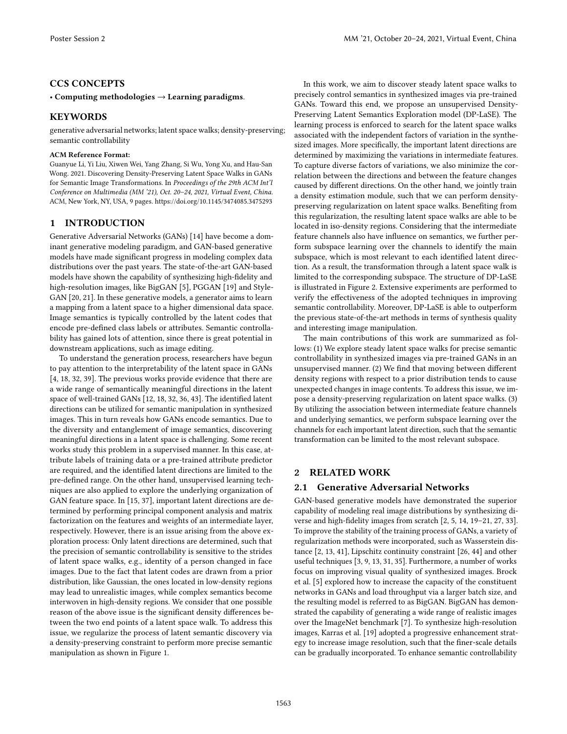## CCS CONCEPTS

• **Computing methodologies** → **Learning paradigms**.

## KEYWORDS

generative adversarial networks; latent space walks; density-preserving; semantic controllability

**ACM Reference Format:**

Guanyue Li, Yi Liu, Xiwen Wei, Yang Zhang, Si Wu, Yong Xu, and Hau-San Wong. 2021. Discovering Density-Preserving Latent Space Walks in GANs for Semantic Image Transformations. In *Proceedings of the 29th ACM Int'l Conference on Multimedia (MM '21), Oct. 20–24, 2021, Virtual Event, China.* ACM, New York, NY, USA, 9 pages. https://doi.org/10.1145/3474085.3475293

## 1 INTRODUCTION

Generative Adversarial Networks (GANs) [14] have become a dominant generative modeling paradigm, and GAN-based generative models have made significant progress in modeling complex data distributions over the past years. The state-of-the-art GAN-based models have shown the capability of synthesizing high-fidelity and high-resolution images, like BigGAN [5], PGGAN [19] and StyleGAN [20, 21]. In these generative models, a generator aims to learn a mapping from a latent space to a higher dimensional data space. Image semantics is typically controlled by the latent codes that encode pre-defined class labels or attributes. Semantic controllability has gained lots of attention, since there is great potential in downstream applications, such as image editing.

To understand the generation process, researchers have begun to pay attention to the interpretability of the latent space in GANs [4, 18, 32, 39]. The previous works provide evidence that there are a wide range of semantically meaningful directions in the latent space of well-trained GANs [12, 18, 32, 36, 43]. The identified latent directions can be utilized for semantic manipulation in synthesized images. This in turn reveals how GANs encode semantics. Due to the diversity and entanglement of image semantics, discovering meaningful directions in a latent space is challenging. Some recent works study this problem in a supervised manner. In this case, attribute labels of training data or a pre-trained attribute predictor are required, and the identified latent directions are limited to the pre-defined range. On the other hand, unsupervised learning techniques are also applied to explore the underlying organization of GAN feature space. In [15, 37], important latent directions are determined by performing principal component analysis and matrix factorization on the features and weights of an intermediate layer, respectively. However, there is an issue arising from the above exploration process: Only latent directions are determined, such that the precision of semantic controllability is sensitive to the strides of latent space walks, e.g., identity of a person changed in face images. Due to the fact that latent codes are drawn from a prior distribution, like Gaussian, the ones located in low-density regions may lead to unrealistic images, while complex semantics become interwoven in high-density regions. We consider that one possible reason of the above issue is the significant density differences between the two end points of a latent space walk. To address this issue, we regularize the process of latent semantic discovery via a density-preserving constraint to perform more precise semantic manipulation as shown in Figure 1.

In this work, we aim to discover steady latent space walks to precisely control semantics in synthesized images via pre-trained GANs. Toward this end, we propose an unsupervised Density-Preserving Latent Semantics Exploration model (DP-LaSE). The learning process is enforced to search for the latent space walks associated with the independent factors of variation in the synthesized images. More specifically, the important latent directions are determined by maximizing the variations in intermediate features. To capture diverse factors of variations, we also minimize the correlation between the directions and between the feature changes caused by different directions. On the other hand, we jointly train a density estimation module, such that we can perform density-preserving regularization on latent space walks. Benefiting from this regularization, the resulting latent space walks are able to be located in iso-density regions. Considering that the intermediate feature channels also have influence on semantics, we further perform subspace learning over the channels to identify the main subspace, which is most relevant to each identified latent direction. As a result, the transformation through a latent space walk is limited to the corresponding subspace. The structure of DP-LaSE is illustrated in Figure 2. Extensive experiments are performed to verify the effectiveness of the adopted techniques in improving semantic controllability. Moreover, DP-LaSE is able to outperform the previous state-of-the-art methods in terms of synthesis quality and interesting image manipulation.

The main contributions of this work are summarized as follows: (1) We explore steady latent space walks for precise semantic controllability in synthesized images via pre-trained GANs in an unsupervised manner. (2) We find that moving between different density regions with respect to a prior distribution tends to cause unexpected changes in image contents. To address this issue, we impose a density-preserving regularization on latent space walks. (3) By utilizing the association between intermediate feature channels and underlying semantics, we perform subspace learning over the channels for each important latent direction, such that the semantic transformation can be limited to the most relevant subspace.

## 2 RELATED WORK

### 2.1 Generative Adversarial Networks

GAN-based generative models have demonstrated the superior capability of modeling real image distributions by synthesizing diverse and high-fidelity images from scratch [2, 5, 14, 19–21, 27, 33]. To improve the stability of the training process of GANs, a variety of regularization methods were incorporated, such as Wasserstein distance [2, 13, 41], Lipschitz continuity constraint [26, 44] and other useful techniques [3, 9, 13, 31, 35]. Furthermore, a number of works focus on improving visual quality of synthesized images. Brock et al. [5] explored how to increase the capacity of the constituent networks in GANs and load throughput via a larger batch size, and the resulting model is referred to as BigGAN. BigGAN has demonstrated the capability of generating a wide range of realistic images over the ImageNet benchmark [7]. To synthesize high-resolution images, Karras et al. [19] adopted a progressive enhancement strategy to increase image resolution, such that the finer-scale details can be gradually incorporated. To enhance semantic controllability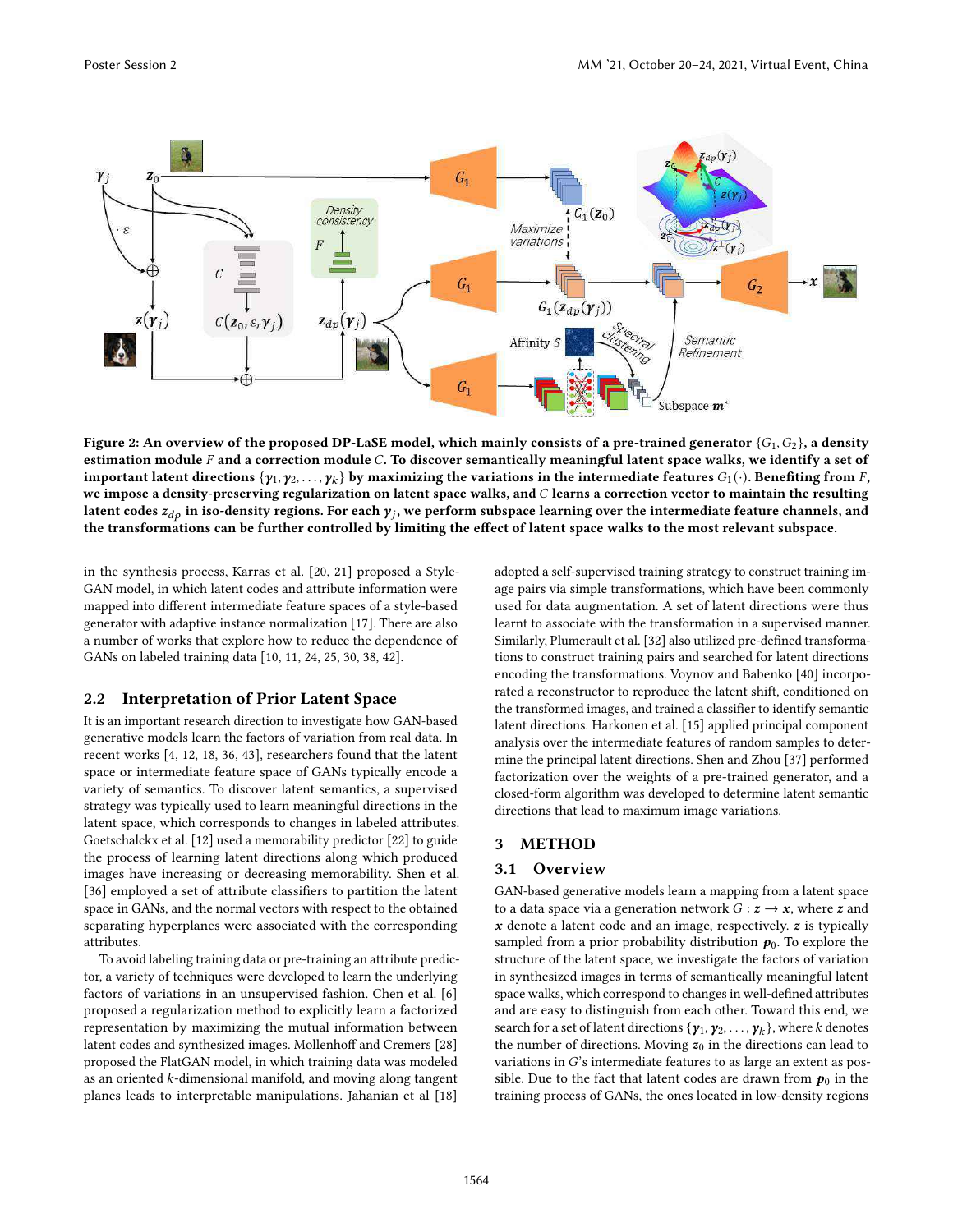Figure 2: An overview of the proposed DP-LaSE model, which mainly consists of a pre-trained generator $\{G_1, G_2\}$, a density estimation module $F$ and a correction module $C$. To discover semantically meaningful latent space walks, we identify a set of important latent directions $\{\gamma_1, \gamma_2, \ldots, \gamma_k\}$ by maximizing the variations in the intermediate features $G_1(\cdot)$. Benefiting from $F$, we impose a density-preserving regularization on latent space walks, and $C$ learns a correction vector to maintain the resulting latent codes $z_{dp}$ in iso-density regions. For each $\gamma_j$, we perform subspace learning over the intermediate feature channels, and the transformations can be further controlled by limiting the effect of latent space walks to the most relevant subspace.

in the synthesis process, Karras et al. [20, 21] proposed a StyleGAN model, in which latent codes and attribute information were mapped into different intermediate feature spaces of a style-based generator with adaptive instance normalization [17]. There are also a number of works that explore how to reduce the dependence of GANs on labeled training data [10, 11, 24, 25, 30, 38, 42].

## 2.2 Interpretation of Prior Latent Space

It is an important research direction to investigate how GAN-based generative models learn the factors of variation from real data. In recent works [4, 12, 18, 36, 43], researchers found that the latent space or intermediate feature space of GANs typically encode a variety of semantics. To discover latent semantics, a supervised strategy was typically used to learn meaningful directions in the latent space, which corresponds to changes in labeled attributes. Goetschalckx et al. [12] used a memorability predictor [22] to guide the process of learning latent directions along which produced images have increasing or decreasing memorability. Shen et al. [36] employed a set of attribute classifiers to partition the latent space in GANs, and the normal vectors with respect to the obtained separating hyperplanes were associated with the corresponding attributes.

To avoid labeling training data or pre-training an attribute predictor, a variety of techniques were developed to learn the underlying factors of variations in an unsupervised fashion. Chen et al. [6] proposed a regularization method to explicitly learn a factorized representation by maximizing the mutual information between latent codes and synthesized images. Mollenhoff and Cremers [28] proposed the FlatGAN model, in which training data was modeled as an oriented $k$-dimensional manifold, and moving along tangent planes leads to interpretable manipulations. Jahanian et al [18] adopted a self-supervised training strategy to construct training image pairs via simple transformations, which have been commonly used for data augmentation. A set of latent directions were thus learnt to associate with the transformation in a supervised manner. Similarly, Plumerault et al. [32] also utilized pre-defined transformations to construct training pairs and searched for latent directions encoding the transformations. Voynov and Babenko [40] incorporated a reconstructor to reproduce the latent shift, conditioned on the transformed images, and trained a classifier to identify semantic latent directions. Harkonen et al. [15] applied principal component analysis over the intermediate features of random samples to determine the principal latent directions. Shen and Zhou [37] performed factorization over the weights of a pre-trained generator, and a closed-form algorithm was developed to determine latent semantic directions that lead to maximum image variations.

# 3 METHOD

## 3.1 Overview

GAN-based generative models learn a mapping from a latent space to a data space via a generation network $G : z \rightarrow x$, where $z$ and $x$ denote a latent code and an image, respectively. $z$ is typically sampled from a prior probability distribution $p_0$. To explore the structure of the latent space, we investigate the factors of variation in synthesized images in terms of semantically meaningful latent space walks, which correspond to changes in well-defined attributes and are easy to distinguish from each other. Toward this end, we search for a set of latent directions $\{\gamma_1, \gamma_2, \ldots, \gamma_k\}$, where $k$ denotes the number of directions. Moving $z_0$ in the directions can lead to variations in $G$'s intermediate features to as large an extent as possible. Due to the fact that latent codes are drawn from $p_0$ in the training process of GANs, the ones located in low-density regions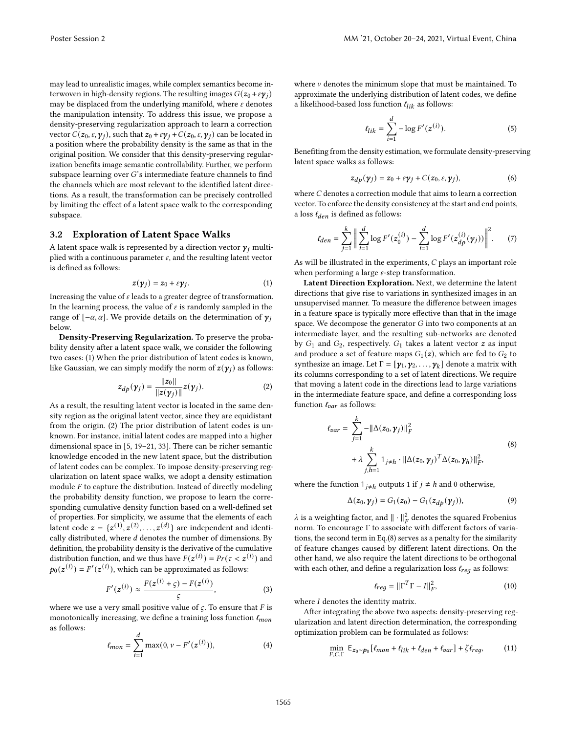may lead to unrealistic images, while complex semantics become interwoven in high-density regions. The resulting images $G(z_0 + \varepsilon \gamma_j)$ may be displaced from the underlying manifold, where $\varepsilon$ denotes the manipulation intensity. To address this issue, we propose a density-preserving regularization approach to learn a correction vector $C(z_0, \varepsilon, \gamma_j)$, such that $z_0 + \varepsilon \gamma_j + C(z_0, \varepsilon, \gamma_j)$ can be located in a position where the probability density is the same as that in the original position. We consider that this density-preserving regularization benefits image semantic controllability. Further, we perform subspace learning over $G$'s intermediate feature channels to find the channels which are most relevant to the identified latent directions. As a result, the transformation can be precisely controlled by limiting the effect of a latent space walk to the corresponding subspace.

### 3.2 Exploration of Latent Space Walks

A latent space walk is represented by a direction vector $\gamma_j$ multiplied with a continuous parameter $\varepsilon$, and the resulting latent vector is defined as follows:

$$z(\gamma_j) = z_0 + \varepsilon \gamma_j. \tag{1}$$

Increasing the value of $\varepsilon$ leads to a greater degree of transformation. In the learning process, the value of $\varepsilon$ is randomly sampled in the range of $[-\alpha, \alpha]$. We provide details on the determination of $\gamma_j$ below.

**Density-Preserving Regularization.** To preserve the probability density after a latent space walk, we consider the following two cases: (1) When the prior distribution of latent codes is known, like Gaussian, we can simply modify the norm of $z(\gamma_j)$ as follows:

$$z_{dp}(\gamma_j) = \frac{\|z_0\|}{\|z(\gamma_j)\|} z(\gamma_j). \tag{2}$$

As a result, the resulting latent vector is located in the same density region as the original latent vector, since they are equidistant from the origin. (2) The prior distribution of latent codes is unknown. For instance, initial latent codes are mapped into a higher dimensional space in [5, 19–21, 33]. There can be richer semantic knowledge encoded in the new latent space, but the distribution of latent codes can be complex. To impose density-preserving regularization on latent space walks, we adopt a density estimation module $F$ to capture the distribution. Instead of directly modeling the probability density function, we propose to learn the corresponding cumulative density function based on a well-defined set of properties. For simplicity, we assume that the elements of each latent code $z = \{z^{(1)}, z^{(2)}, \ldots, z^{(d)}\}$ are independent and identically distributed, where $d$ denotes the number of dimensions. By definition, the probability density is the derivative of the cumulative distribution function, and we thus have $F(z^{(i)}) = Pr(\tau < z^{(i)})$ and $p_0(z^{(i)}) = F'(z^{(i)})$, which can be approximated as follows:

$$F'(z^{(i)}) \approx \frac{F(z^{(i)} + \varsigma) - F(z^{(i)})}{\varsigma}, \tag{3}$$

where we use a very small positive value of $\varsigma$. To ensure that $F$ is monotonically increasing, we define a training loss function $\ell_{mon}$ as follows:

$$\ell_{mon} = \sum_{i=1}^{d} \max(0, \nu - F'(z^{(i)})), \tag{4}$$

where $\nu$ denotes the minimum slope that must be maintained. To approximate the underlying distribution of latent codes, we define a likelihood-based loss function $\ell_{lik}$ as follows:

$$\ell_{lik} = \sum_{i=1}^{d} -\log F'(z^{(i)}). \tag{5}$$

Benefiting from the density estimation, we formulate density-preserving latent space walks as follows:

$$z_{dp}(\gamma_j) = z_0 + \varepsilon \gamma_j + C(z_0, \varepsilon, \gamma_j), \tag{6}$$

where $C$ denotes a correction module that aims to learn a correction vector. To enforce the density consistency at the start and end points, a loss $\ell_{den}$ is defined as follows:

$$\ell_{den} = \sum_{j=1}^{k} \left\| \sum_{i=1}^{d} \log F'(z_0^{(i)}) - \sum_{i=1}^{d} \log F'(z_{dp}^{(i)}(\gamma_j)) \right\|^2. \tag{7}$$

As will be illustrated in the experiments, $C$ plays an important role when performing a large $\varepsilon$-step transformation.

**Latent Direction Exploration.** Next, we determine the latent directions that give rise to variations in synthesized images in an unsupervised manner. To measure the difference between images in a feature space is typically more effective than that in the image space. We decompose the generator $G$ into two components at an intermediate layer, and the resulting sub-networks are denoted by $G_1$ and $G_2$, respectively. $G_1$ takes a latent vector $z$ as input and produce a set of feature maps $G_1(z)$, which are fed to $G_2$ to synthesize an image. Let $\Gamma = [\gamma_1, \gamma_2, \ldots, \gamma_k]$ denote a matrix with its columns corresponding to a set of latent directions. We require that moving a latent code in the directions lead to large variations in the intermediate feature space, and define a corresponding loss function $\ell_{var}$ as follows:

$$\begin{aligned}
\ell_{var} = &\sum_{j=1}^{k} -\|\Delta(z_0, \gamma_j)\|_F^2 \\
&+ \lambda \sum_{j,h=1}^{k} 1_{j \neq h} \cdot \|\Delta(z_0, \gamma_j)^T \Delta(z_0, \gamma_h)\|_F^2,
\end{aligned} \tag{8}$$

where the function $1_{j \neq h}$ outputs 1 if $j \neq h$ and 0 otherwise,

$$\Delta(z_0, \gamma_j) = G_1(z_0) - G_1(z_{dp}(\gamma_j)), \tag{9}$$

$\lambda$ is a weighting factor, and $\|\cdot\|_F^2$ denotes the squared Frobenius norm. To encourage $\Gamma$ to associate with different factors of variations, the second term in Eq.(8) serves as a penalty for the similarity of feature changes caused by different latent directions. On the other hand, we also require the latent directions to be orthogonal with each other, and define a regularization loss $\ell_{reg}$ as follows:

$$\ell_{reg} = \|\Gamma^T \Gamma - I\|_F^2, \tag{10}$$

where $I$ denotes the identity matrix.

After integrating the above two aspects: density-preserving regularization and latent direction determination, the corresponding optimization problem can be formulated as follows:

$$\min_{F,C,\Gamma} \mathbb{E}_{z_0 \sim p_0}[\ell_{mon} + \ell_{lik} + \ell_{den} + \ell_{var}] + \zeta \ell_{reg}, \tag{11}$$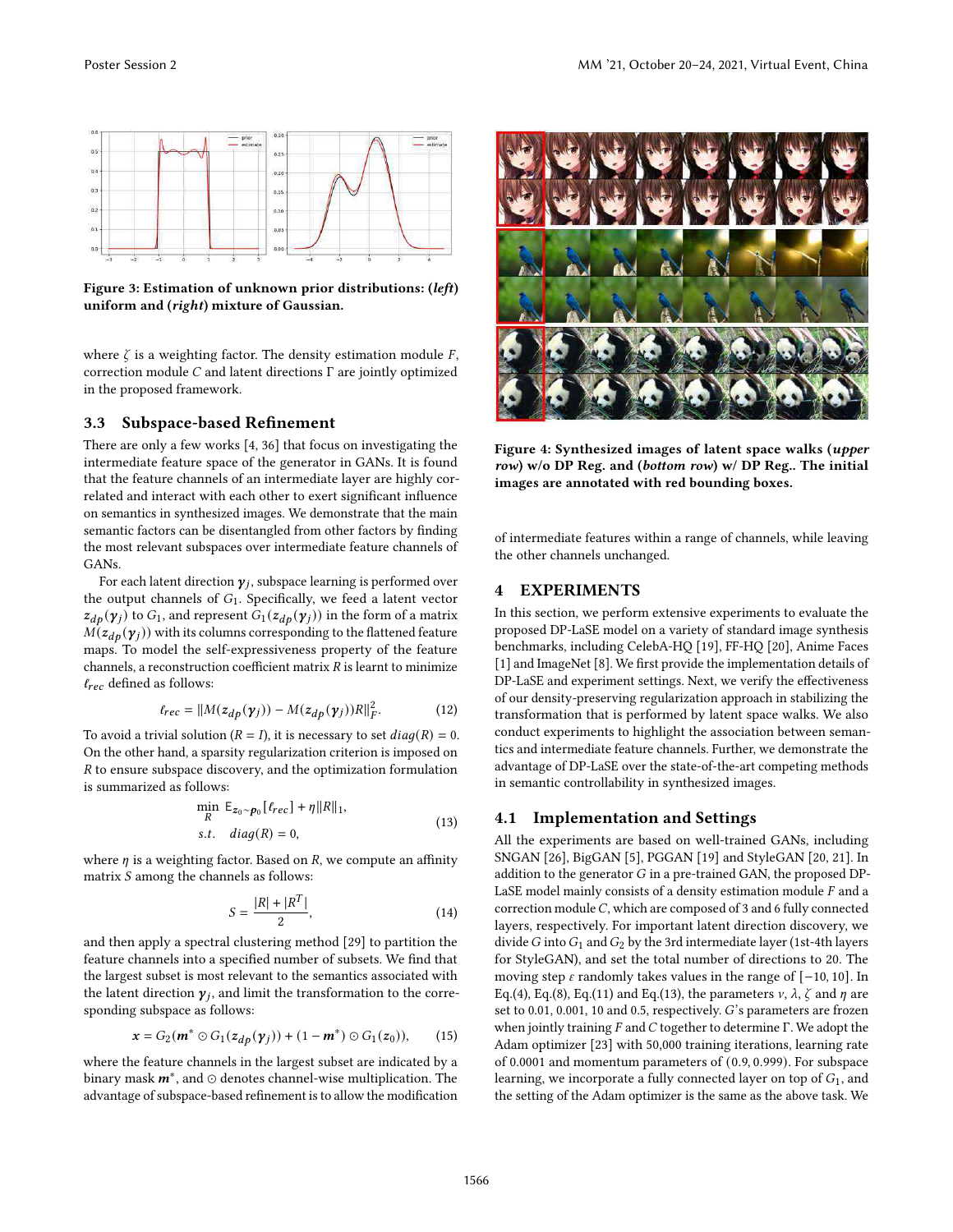Figure 3: Estimation of unknown prior distributions: (*left*) uniform and (*right*) mixture of Gaussian.

where $\zeta$ is a weighting factor. The density estimation module $F$, correction module $C$ and latent directions $\Gamma$ are jointly optimized in the proposed framework.

### 3.3 Subspace-based Refinement

There are only a few works [4, 36] that focus on investigating the intermediate feature space of the generator in GANs. It is found that the feature channels of an intermediate layer are highly correlated and interact with each other to exert significant influence on semantics in synthesized images. We demonstrate that the main semantic factors can be disentangled from other factors by finding the most relevant subspaces over intermediate feature channels of GANs.

For each latent direction $\boldsymbol{\gamma}_j$, subspace learning is performed over the output channels of $G_1$. Specifically, we feed a latent vector $z_{dp}(\boldsymbol{\gamma}_j)$ to $G_1$, and represent $G_1(z_{dp}(\boldsymbol{\gamma}_j))$ in the form of a matrix $M(z_{dp}(\boldsymbol{\gamma}_j))$ with its columns corresponding to the flattened feature maps. To model the self-expressiveness property of the feature channels, a reconstruction coefficient matrix $R$ is learnt to minimize $\ell_{rec}$ defined as follows:

$$\ell_{rec} = \|M(z_{dp}(\boldsymbol{\gamma}_j)) - M(z_{dp}(\boldsymbol{\gamma}_j))R\|_F^2. \tag{12}$$

To avoid a trivial solution ($R = I$), it is necessary to set $diag(R) = 0$. On the other hand, a sparsity regularization criterion is imposed on $R$ to ensure subspace discovery, and the optimization formulation is summarized as follows:

$$\begin{aligned} \min_{R} \quad & \mathbb{E}_{z_0 \sim \boldsymbol{p}_0}[\ell_{rec}] + \eta \|R\|_1, \\ s.t. \quad & diag(R) = 0, \end{aligned} \tag{13}$$

where $\eta$ is a weighting factor. Based on $R$, we compute an affinity matrix $S$ among the channels as follows:

$$S = \frac{|R| + |R^T|}{2}, \tag{14}$$

and then apply a spectral clustering method [29] to partition the feature channels into a specified number of subsets. We find that the largest subset is most relevant to the semantics associated with the latent direction $\boldsymbol{\gamma}_j$, and limit the transformation to the corresponding subspace as follows:

$$\boldsymbol{x} = G_2(\boldsymbol{m}^* \odot G_1(z_{dp}(\boldsymbol{\gamma}_j)) + (1 - \boldsymbol{m}^*) \odot G_1(z_0)), \tag{15}$$

where the feature channels in the largest subset are indicated by a binary mask $\boldsymbol{m}^*$, and $\odot$ denotes channel-wise multiplication. The advantage of subspace-based refinement is to allow the modification of intermediate features within a range of channels, while leaving the other channels unchanged.

Figure 4: Synthesized images of latent space walks (*upper row*) w/o DP Reg. and (*bottom row*) w/ DP Reg.. The initial images are annotated with red bounding boxes.

## 4 EXPERIMENTS

In this section, we perform extensive experiments to evaluate the proposed DP-LaSE model on a variety of standard image synthesis benchmarks, including CelebA-HQ [19], FF-HQ [20], Anime Faces [1] and ImageNet [8]. We first provide the implementation details of DP-LaSE and experiment settings. Next, we verify the effectiveness of our density-preserving regularization approach in stabilizing the transformation that is performed by latent space walks. We also conduct experiments to highlight the association between semantics and intermediate feature channels. Further, we demonstrate the advantage of DP-LaSE over the state-of-the-art competing methods in semantic controllability in synthesized images.

### 4.1 Implementation and Settings

All the experiments are based on well-trained GANs, including SNGAN [26], BigGAN [5], PGGAN [19] and StyleGAN [20, 21]. In addition to the generator $G$ in a pre-trained GAN, the proposed DP-LaSE model mainly consists of a density estimation module $F$ and a correction module $C$, which are composed of 3 and 6 fully connected layers, respectively. For important latent direction discovery, we divide $G$ into $G_1$ and $G_2$ by the 3rd intermediate layer (1st-4th layers for StyleGAN), and set the total number of directions to 20. The moving step $\epsilon$ randomly takes values in the range of $[-10, 10]$. In Eq.(4), Eq.(8), Eq.(11) and Eq.(13), the parameters $\nu$, $\lambda$, $\zeta$ and $\eta$ are set to 0.01, 0.001, 10 and 0.5, respectively. $G$'s parameters are frozen when jointly training $F$ and $C$ together to determine $\Gamma$. We adopt the Adam optimizer [23] with 50,000 training iterations, learning rate of 0.0001 and momentum parameters of $(0.9, 0.999)$. For subspace learning, we incorporate a fully connected layer on top of $G_1$, and the setting of the Adam optimizer is the same as the above task. We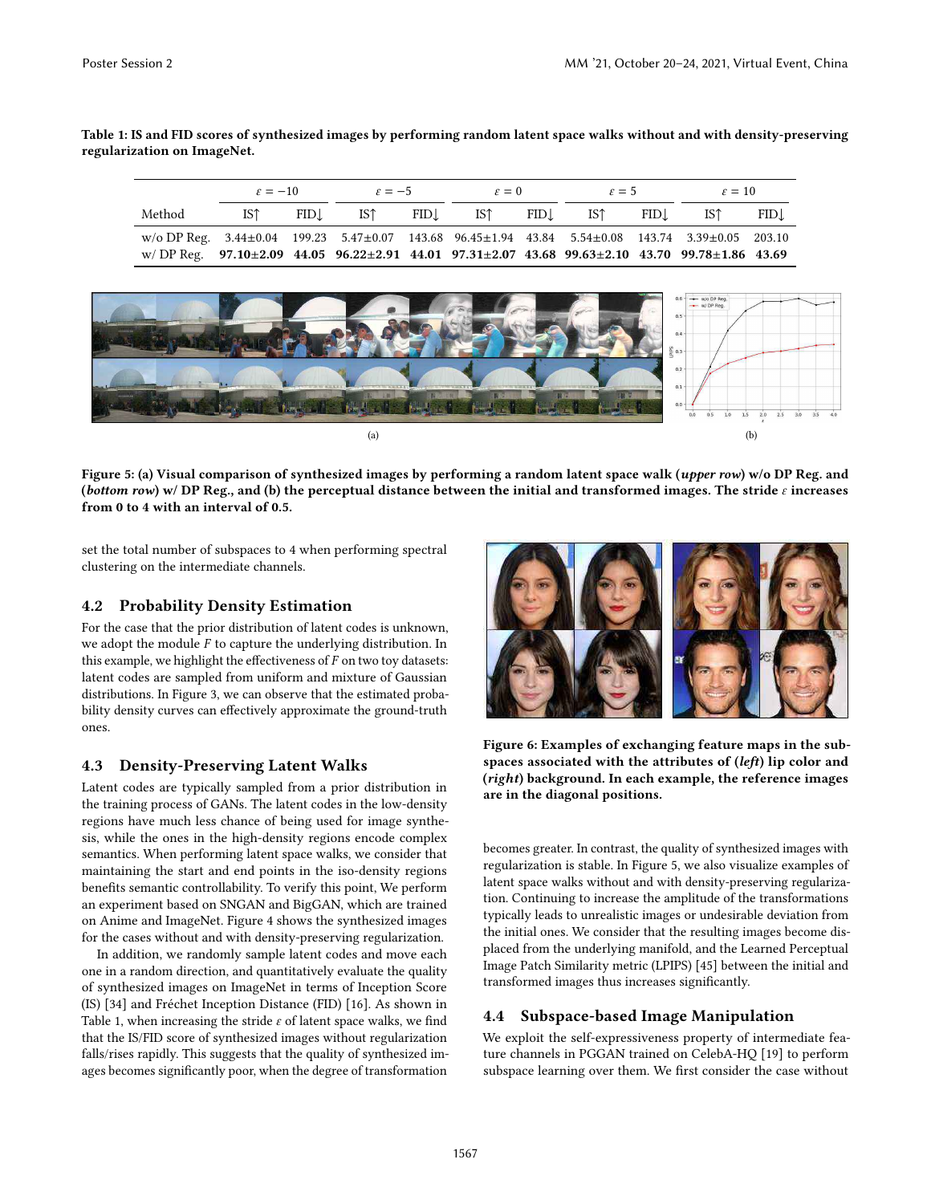Table 1: IS and FID scores of synthesized images by performing random latent space walks without and with density-preserving regularization on ImageNet.

| Method | $\varepsilon = -10$ | | $\varepsilon = -5$ | | $\varepsilon = 0$ | | $\varepsilon = 5$ | | $\varepsilon = 10$ | |
|---|---|---|---|---|---|---|---|---|---|---|
| | IS↑ | FID↓ | IS↑ | FID↓ | IS↑ | FID↓ | IS↑ | FID↓ | IS↑ | FID↓ |
| w/o DP Reg. | 3.44±0.04 | 199.23 | 5.47±0.07 | 143.68 | 96.45±1.94 | 43.84 | 5.54±0.08 | 143.74 | 3.39±0.05 | 203.10 |
| w/ DP Reg. | **97.10±2.09** | **44.05** | **96.22±2.91** | **44.01** | **97.31±2.07** | **43.68** | **99.63±2.10** | **43.70** | **99.78±1.86** | **43.69** |

Figure 5: (a) Visual comparison of synthesized images by performing a random latent space walk (*upper row*) w/o DP Reg. and (*bottom row*) w/ DP Reg., and (b) the perceptual distance between the initial and transformed images. The stride $\varepsilon$ increases from 0 to 4 with an interval of 0.5.

set the total number of subspaces to 4 when performing spectral clustering on the intermediate channels.

## 4.2 Probability Density Estimation

For the case that the prior distribution of latent codes is unknown, we adopt the module $F$ to capture the underlying distribution. In this example, we highlight the effectiveness of $F$ on two toy datasets: latent codes are sampled from uniform and mixture of Gaussian distributions. In Figure 3, we can observe that the estimated probability density curves can effectively approximate the ground-truth ones.

## 4.3 Density-Preserving Latent Walks

Latent codes are typically sampled from a prior distribution in the training process of GANs. The latent codes in the low-density regions have much less chance of being used for image synthesis, while the ones in the high-density regions encode complex semantics. When performing latent space walks, we consider that maintaining the start and end points in the iso-density regions benefits semantic controllability. To verify this point, We perform an experiment based on SNGAN and BigGAN, which are trained on Anime and ImageNet. Figure 4 shows the synthesized images for the cases without and with density-preserving regularization.

In addition, we randomly sample latent codes and move each one in a random direction, and quantitatively evaluate the quality of synthesized images on ImageNet in terms of Inception Score (IS) [34] and Fréchet Inception Distance (FID) [16]. As shown in Table 1, when increasing the stride $\varepsilon$ of latent space walks, we find that the IS/FID score of synthesized images without regularization falls/rises rapidly. This suggests that the quality of synthesized images becomes significantly poor, when the degree of transformation becomes greater. In contrast, the quality of synthesized images with regularization is stable. In Figure 5, we also visualize examples of latent space walks without and with density-preserving regularization. Continuing to increase the amplitude of the transformations typically leads to unrealistic images or undesirable deviation from the initial ones. We consider that the resulting images become displaced from the underlying manifold, and the Learned Perceptual Image Patch Similarity metric (LPIPS) [45] between the initial and transformed images thus increases significantly.

Figure 6: Examples of exchanging feature maps in the subspaces associated with the attributes of (*left*) lip color and (*right*) background. In each example, the reference images are in the diagonal positions.

## 4.4 Subspace-based Image Manipulation

We exploit the self-expressiveness property of intermediate feature channels in PGGAN trained on CelebA-HQ [19] to perform subspace learning over them. We first consider the case without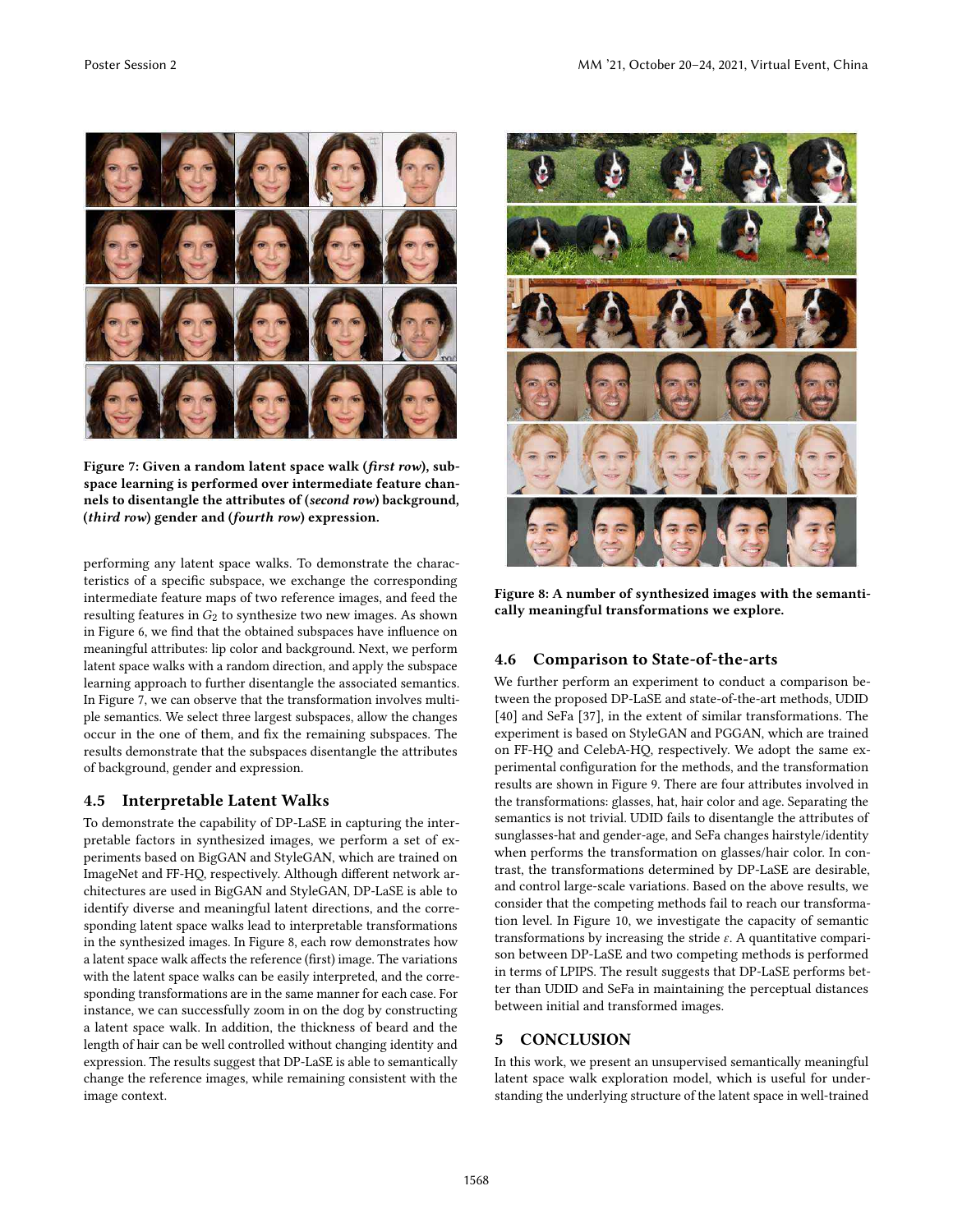Figure 7: Given a random latent space walk (*first row*), subspace learning is performed over intermediate feature channels to disentangle the attributes of (*second row*) background, (*third row*) gender and (*fourth row*) expression.

performing any latent space walks. To demonstrate the characteristics of a specific subspace, we exchange the corresponding intermediate feature maps of two reference images, and feed the resulting features in $G_2$ to synthesize two new images. As shown in Figure 6, we find that the obtained subspaces have influence on meaningful attributes: lip color and background. Next, we perform latent space walks with a random direction, and apply the subspace learning approach to further disentangle the associated semantics. In Figure 7, we can observe that the transformation involves multiple semantics. We select three largest subspaces, allow the changes occur in the one of them, and fix the remaining subspaces. The results demonstrate that the subspaces disentangle the attributes of background, gender and expression.

## 4.5 Interpretable Latent Walks

To demonstrate the capability of DP-LaSE in capturing the interpretable factors in synthesized images, we perform a set of experiments based on BigGAN and StyleGAN, which are trained on ImageNet and FF-HQ, respectively. Although different network architectures are used in BigGAN and StyleGAN, DP-LaSE is able to identify diverse and meaningful latent directions, and the corresponding latent space walks lead to interpretable transformations in the synthesized images. In Figure 8, each row demonstrates how a latent space walk affects the reference (first) image. The variations with the latent space walks can be easily interpreted, and the corresponding transformations are in the same manner for each case. For instance, we can successfully zoom in on the dog by constructing a latent space walk. In addition, the thickness of beard and the length of hair can be well controlled without changing identity and expression. The results suggest that DP-LaSE is able to semantically change the reference images, while remaining consistent with the image context.

Figure 8: A number of synthesized images with the semantically meaningful transformations we explore.

## 4.6 Comparison to State-of-the-arts

We further perform an experiment to conduct a comparison between the proposed DP-LaSE and state-of-the-art methods, UDID [40] and SeFa [37], in the extent of similar transformations. The experiment is based on StyleGAN and PGGAN, which are trained on FF-HQ and CelebA-HQ, respectively. We adopt the same experimental configuration for the methods, and the transformation results are shown in Figure 9. There are four attributes involved in the transformations: glasses, hat, hair color and age. Separating the semantics is not trivial. UDID fails to disentangle the attributes of sunglasses-hat and gender-age, and SeFa changes hairstyle/identity when performs the transformation on glasses/hair color. In contrast, the transformations determined by DP-LaSE are desirable, and control large-scale variations. Based on the above results, we consider that the competing methods fail to reach our transformation level. In Figure 10, we investigate the capacity of semantic transformations by increasing the stride $\varepsilon$. A quantitative comparison between DP-LaSE and two competing methods is performed in terms of LPIPS. The result suggests that DP-LaSE performs better than UDID and SeFa in maintaining the perceptual distances between initial and transformed images.

# 5 CONCLUSION

In this work, we present an unsupervised semantically meaningful latent space walk exploration model, which is useful for understanding the underlying structure of the latent space in well-trained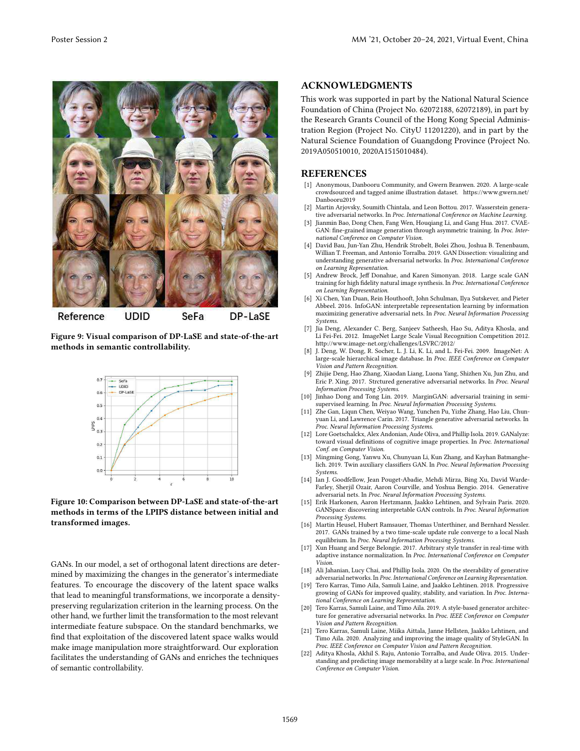Reference UDID SeFa DP-LaSE

Figure 9: Visual comparison of DP-LaSE and state-of-the-art methods in semantic controllability.

Figure 10: Comparison between DP-LaSE and state-of-the-art methods in terms of the LPIPS distance between initial and transformed images.

GANs. In our model, a set of orthogonal latent directions are determined by maximizing the changes in the generator's intermediate features. To encourage the discovery of the latent space walks that lead to meaningful transformations, we incorporate a density-preserving regularization criterion in the learning process. On the other hand, we further limit the transformation to the most relevant intermediate feature subspace. On the standard benchmarks, we find that exploitation of the discovered latent space walks would make image manipulation more straightforward. Our exploration facilitates the understanding of GANs and enriches the techniques of semantic controllability.

## ACKNOWLEDGMENTS

This work was supported in part by the National Natural Science Foundation of China (Project No. 62072188, 62072189), in part by the Research Grants Council of the Hong Kong Special Administration Region (Project No. CityU 11201220), and in part by the Natural Science Foundation of Guangdong Province (Project No. 2019A050510010, 2020A1515010484).

## REFERENCES

[1] Anonymous, Danbooru Community, and Gwern Branwen. 2020. A large-scale crowdsourced and tagged anime illustration dataset. https://www.gwern.net/Danbooru2019

[2] Martin Arjovsky, Soumith Chintala, and Leon Bottou. 2017. Wasserstein generative adversarial networks. In *Proc. International Conference on Machine Learning.*

[3] Jianmin Bao, Dong Chen, Fang Wen, Houqiang Li, and Gang Hua. 2017. CVAE-GAN: fine-grained image generation through asymmetric training. In *Proc. International Conference on Computer Vision.*

[4] David Bau, Jun-Yan Zhu, Hendrik Strobelt, Bolei Zhou, Joshua B. Tenenbaum, Willian T. Freeman, and Antonio Torralba. 2019. GAN Dissection: visualizing and understanding generative adversarial networks. In *Proc. International Conference on Learning Representation.*

[5] Andrew Brock, Jeff Donahue, and Karen Simonyan. 2018. Large scale GAN training for high fidelity natural image synthesis. In *Proc. International Conference on Learning Representation.*

[6] Xi Chen, Yan Duan, Rein Houthooft, John Schulman, Ilya Sutskever, and Pieter Abbeel. 2016. InfoGAN: interpretable representation learning by information maximizing generative adversarial nets. In *Proc. Neural Information Processing Systems.*

[7] Jia Deng, Alexander C. Berg, Sanjeev Satheesh, Hao Su, Aditya Khosla, and Li Fei-Fei. 2012. ImageNet Large Scale Visual Recognition Competition 2012. http://www.image-net.org/challenges/LSVRC/2012/

[8] J. Deng, W. Dong, R. Socher, L. J. Li, K. Li, and L. Fei-Fei. 2009. ImageNet: A large-scale hierarchical image database. In *Proc. IEEE Conference on Computer Vision and Pattern Recognition.*

[9] Zhijie Deng, Hao Zhang, Xiaodan Liang, Luona Yang, Shizhen Xu, Jun Zhu, and Eric P. Xing. 2017. Strctured generative adversarial networks. In *Proc. Neural Information Processing Systems.*

[10] Jinhao Dong and Tong Lin. 2019. MarginGAN: adversarial training in semi-supervised learning. In *Proc. Neural Information Processing Systems.*

[11] Zhe Gan, Liqun Chen, Weiyao Wang, Yunchen Pu, Yizhe Zhang, Hao Liu, Chunyuan Li, and Lawrence Carin. 2017. Triangle generative adversarial networks. In *Proc. Neural Information Processing Systems.*

[12] Lore Goetschalckx, Alex Alonian, Aude Oliva, and Phillip Isola. 2019. GANalyze: toward visual definitions of cognitive image properties. In *Proc. International Conf. on Computer Vision.*

[13] Mingming Gong, Yanwu Xu, Chunyuan Li, Kun Zhang, and Kayhan Batmanghelich. 2019. Twin auxiliary classifiers GAN. In *Proc. Neural Information Processing Systems.*

[14] Ian J. Goodfellow, Jean Pouget-Abadie, Mehdi Mirza, Bing Xu, David Warde-Farley, Sherjil Ozair, Aaron Courville, and Yoshua Bengio. 2014. Generative adversarial nets. In *Proc. Neural Information Processing Systems.*

[15] Erik Harkonen, Aaron Hertzmann, Jaakko Lehtinen, and Sylvain Paris. 2020. GANSpace: discovering interpretable GAN controls. In *Proc. Neural Information Processing Systems.*

[16] Martin Heusel, Hubert Ramsauer, Thomas Unterthiner, and Bernhard Nessler. 2017. GANs trained by a two time-scale update rule converge to a local Nash equilibrium. In *Proc. Neural Information Processing Systems.*

[17] Xun Huang and Serge Belongie. 2017. Arbitrary style transfer in real-time with adaptive instance normalization. In *Proc. International Conference on Computer Vision.*

[18] Ali Jahanian, Lucy Chai, and Phillip Isola. 2020. On the steerability of generative adversarial networks. In *Proc. International Conference on Learning Representation.*

[19] Tero Karras, Timo Aila, Samuli Laine, and Jaakko Lehtinen. 2018. Progressive growing of GANs for improved quality, stability, and variation. In *Proc. International Conference on Learning Representation.*

[20] Tero Karras, Samuli Laine, and Timo Aila. 2019. A style-based generator architecture for generative adversarial networks. In *Proc. IEEE Conference on Computer Vision and Pattern Recognition.*

[21] Tero Karras, Samuli Laine, Miika Aittala, Janne Hellsten, Jaakko Lehtinen, and Timo Aila. 2020. Analyzing and improving the image quality of StyleGAN. In *Proc. IEEE Conference on Computer Vision and Pattern Recognition.*

[22] Aditya Khosla, Akhil S. Raju, Antonio Torralba, and Aude Oliva. 2015. Understanding and predicting image memorability at a large scale. In *Proc. International Conference on Computer Vision.*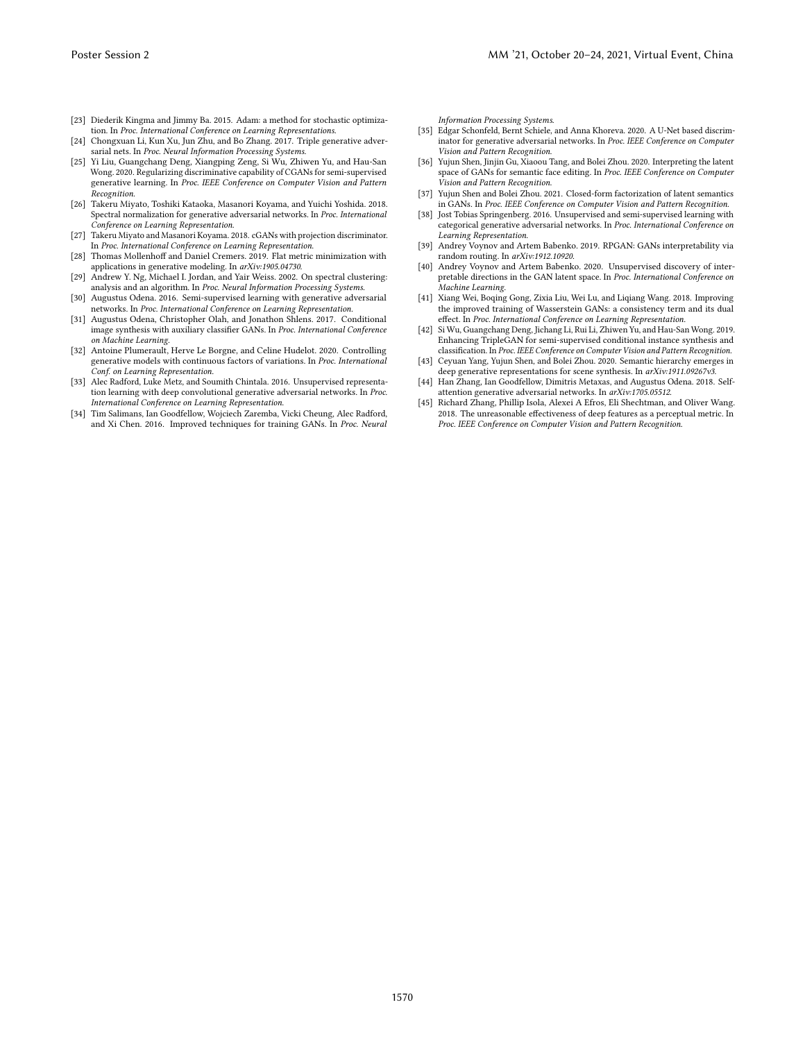- [23] Diederik Kingma and Jimmy Ba. 2015. Adam: a method for stochastic optimization. In *Proc. International Conference on Learning Representations*.
- [24] Chongxuan Li, Kun Xu, Jun Zhu, and Bo Zhang. 2017. Triple generative adversarial nets. In *Proc. Neural Information Processing Systems*.
- [25] Yi Liu, Guangchang Deng, Xiangping Zeng, Si Wu, Zhiwen Yu, and Hau-San Wong. 2020. Regularizing discriminative capability of CGANs for semi-supervised generative learning. In *Proc. IEEE Conference on Computer Vision and Pattern Recognition*.
- [26] Takeru Miyato, Toshiki Kataoka, Masanori Koyama, and Yuichi Yoshida. 2018. Spectral normalization for generative adversarial networks. In *Proc. International Conference on Learning Representation*.
- [27] Takeru Miyato and Masanori Koyama. 2018. cGANs with projection discriminator. In *Proc. International Conference on Learning Representation*.
- [28] Thomas Mollenhoff and Daniel Cremers. 2019. Flat metric minimization with applications in generative modeling. In *arXiv:1905.04730*.
- [29] Andrew Y. Ng, Michael I. Jordan, and Yair Weiss. 2002. On spectral clustering: analysis and an algorithm. In *Proc. Neural Information Processing Systems*.
- [30] Augustus Odena. 2016. Semi-supervised learning with generative adversarial networks. In *Proc. International Conference on Learning Representation*.
- [31] Augustus Odena, Christopher Olah, and Jonathon Shlens. 2017. Conditional image synthesis with auxiliary classifier GANs. In *Proc. International Conference on Machine Learning*.
- [32] Antoine Plumerault, Herve Le Borgne, and Celine Hudelot. 2020. Controlling generative models with continuous factors of variations. In *Proc. International Conf. on Learning Representation*.
- [33] Alec Radford, Luke Metz, and Soumith Chintala. 2016. Unsupervised representation learning with deep convolutional generative adversarial networks. In *Proc. International Conference on Learning Representation*.
- [34] Tim Salimans, Ian Goodfellow, Wojciech Zaremba, Vicki Cheung, Alec Radford, and Xi Chen. 2016. Improved techniques for training GANs. In *Proc. Neural Information Processing Systems*.
- [35] Edgar Schonfeld, Bernt Schiele, and Anna Khoreva. 2020. A U-Net based discriminator for generative adversarial networks. In *Proc. IEEE Conference on Computer Vision and Pattern Recognition*.
- [36] Yujun Shen, Jinjin Gu, Xiaoou Tang, and Bolei Zhou. 2020. Interpreting the latent space of GANs for semantic face editing. In *Proc. IEEE Conference on Computer Vision and Pattern Recognition*.
- [37] Yujun Shen and Bolei Zhou. 2021. Closed-form factorization of latent semantics in GANs. In *Proc. IEEE Conference on Computer Vision and Pattern Recognition*.
- [38] Jost Tobias Springenberg. 2016. Unsupervised and semi-supervised learning with categorical generative adversarial networks. In *Proc. International Conference on Learning Representation*.
- [39] Andrey Voynov and Artem Babenko. 2019. RPGAN: GANs interpretability via random routing. In *arXiv:1912.10920*.
- [40] Andrey Voynov and Artem Babenko. 2020. Unsupervised discovery of interpretable directions in the GAN latent space. In *Proc. International Conference on Machine Learning*.
- [41] Xiang Wei, Boqing Gong, Zixia Liu, Wei Lu, and Liqiang Wang. 2018. Improving the improved training of Wasserstein GANs: a consistency term and its dual effect. In *Proc. International Conference on Learning Representation*.
- [42] Si Wu, Guangchang Deng, Jichang Li, Rui Li, Zhiwen Yu, and Hau-San Wong. 2019. Enhancing TripleGAN for semi-supervised conditional instance synthesis and classification. In *Proc. IEEE Conference on Computer Vision and Pattern Recognition*.
- [43] Ceyuan Yang, Yujun Shen, and Bolei Zhou. 2020. Semantic hierarchy emerges in deep generative representations for scene synthesis. In *arXiv:1911.09267v3*.
- [44] Han Zhang, Ian Goodfellow, Dimitris Metaxas, and Augustus Odena. 2018. Self-attention generative adversarial networks. In *arXiv:1705.05512*.
- [45] Richard Zhang, Phillip Isola, Alexei A Efros, Eli Shechtman, and Oliver Wang. 2018. The unreasonable effectiveness of deep features as a perceptual metric. In *Proc. IEEE Conference on Computer Vision and Pattern Recognition*.